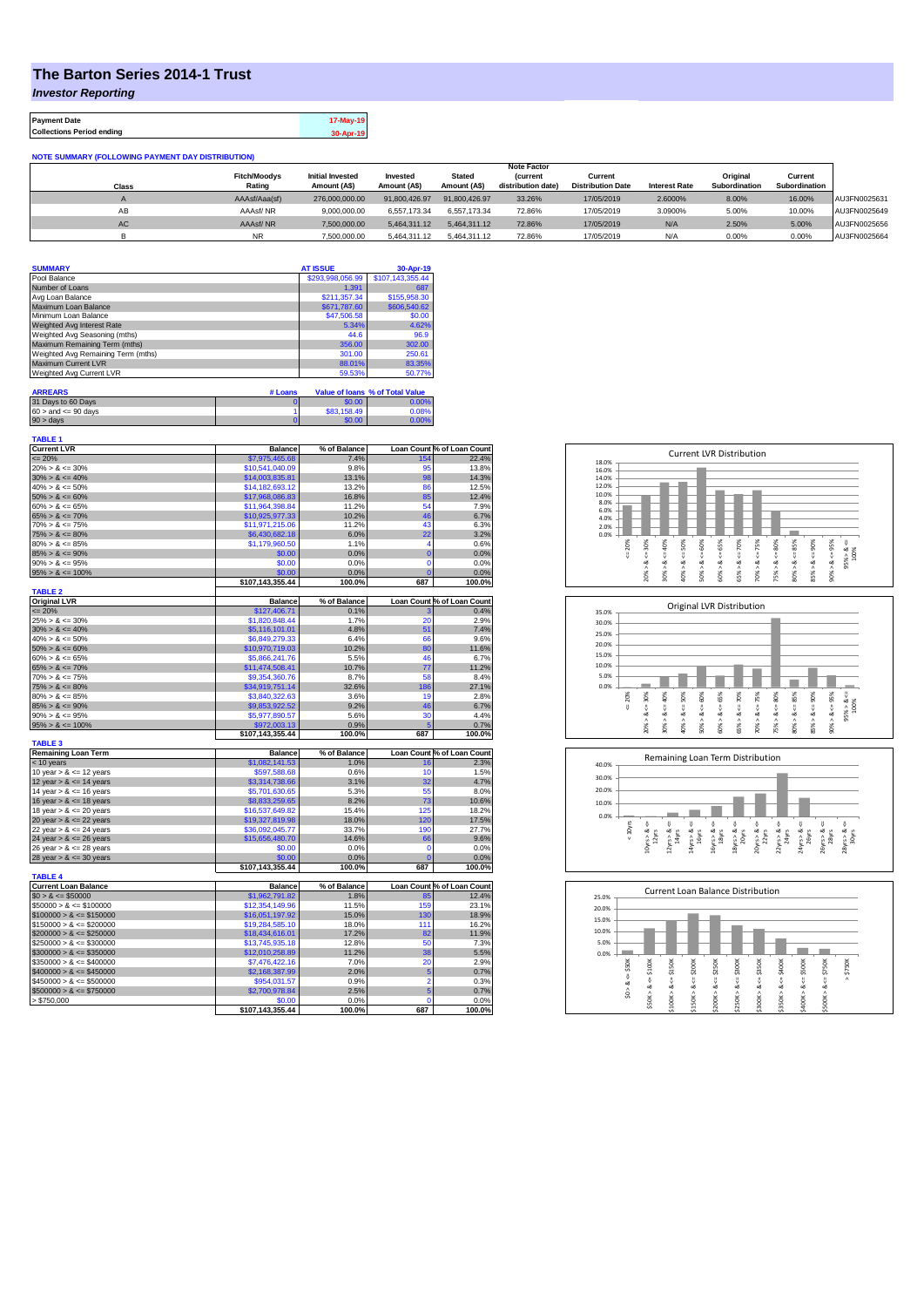# The Barton Series 2014-1 Trust

***Investor Reporting***

| Payment Date | 17-May-19 |
|---|---|
| Collections Period ending | 30-Apr-19 |

**NOTE SUMMARY (FOLLOWING PAYMENT DAY DISTRIBUTION)**

| Class | Fitch/Moodys Rating | Initial Invested Amount (A$) | Invested Amount (A$) | Stated Amount (A$) | Note Factor (current distribution date) | Current Distribution Date | Interest Rate | Original Subordination | Current Subordination | |
|---|---|---|---|---|---|---|---|---|---|---|
| A | AAAsf/Aaa(sf) | 276,000,000.00 | 91,800,426.97 | 91,800,426.97 | 33.26% | 17/05/2019 | 2.6000% | 8.00% | 16.00% | AU3FN0025631 |
| AB | AAAsf/ NR | 9,000,000.00 | 6,557,173.34 | 6,557,173.34 | 72.86% | 17/05/2019 | 3.0900% | 5.00% | 10.00% | AU3FN0025649 |
| AC | AAAsf/ NR | 7,500,000.00 | 5,464,311.12 | 5,464,311.12 | 72.86% | 17/05/2019 | N/A | 2.50% | 5.00% | AU3FN0025656 |
| B | NR | 7,500,000.00 | 5,464,311.12 | 5,464,311.12 | 72.86% | 17/05/2019 | N/A | 0.00% | 0.00% | AU3FN0025664 |

| SUMMARY | AT ISSUE | 30-Apr-19 |
|---|---|---|
| Pool Balance | $293,998,056.99 | $107,143,355.44 |
| Number of Loans | 1,391 | 687 |
| Avg Loan Balance | $211,357.34 | $155,958.30 |
| Maximum Loan Balance | $671,787.60 | $606,540.62 |
| Minimum Loan Balance | $47,506.58 | $0.00 |
| Weighted Avg Interest Rate | 5.34% | 4.62% |
| Weighted Avg Seasoning (mths) | 44.6 | 96.9 |
| Maximum Remaining Term (mths) | 356.00 | 302.00 |
| Weighted Avg Remaining Term (mths) | 301.00 | 250.61 |
| Maximum Current LVR | 88.01% | 83.35% |
| Weighted Avg Current LVR | 59.53% | 50.77% |

| ARREARS | # Loans | Value of loans | % of Total Value |
|---|---|---|---|
| 31 Days to 60 Days | 0 | $0.00 | 0.00% |
| 60 > and <= 90 days | 1 | $83,158.49 | 0.08% |
| 90 > days | 0 | $0.00 | 0.00% |

**TABLE 1**

| Current LVR | Balance | % of Balance | Loan Count | % of Loan Count |
|---|---|---|---|---|
| <= 20% | $7,975,465.68 | 7.4% | 154 | 22.4% |
| 20% > & <= 30% | $10,541,040.09 | 9.8% | 95 | 13.8% |
| 30% > & <= 40% | $14,003,835.81 | 13.1% | 98 | 14.3% |
| 40% > & <= 50% | $14,182,693.12 | 13.2% | 86 | 12.5% |
| 50% > & <= 60% | $17,968,086.83 | 16.8% | 85 | 12.4% |
| 60% > & <= 65% | $11,964,398.84 | 11.2% | 54 | 7.9% |
| 65% > & <= 70% | $10,925,977.33 | 10.2% | 46 | 6.7% |
| 70% > & <= 75% | $11,971,215.06 | 11.2% | 43 | 6.3% |
| 75% > & <= 80% | $6,430,682.18 | 6.0% | 22 | 3.2% |
| 80% > & <= 85% | $1,179,960.50 | 1.1% | 4 | 0.6% |
| 85% > & <= 90% | $0.00 | 0.0% | 0 | 0.0% |
| 90% > & <= 95% | $0.00 | 0.0% | 0 | 0.0% |
| 95% > & <= 100% | $0.00 | 0.0% | 0 | 0.0% |
| | $107,143,355.44 | 100.0% | 687 | 100.0% |

**TABLE 2**

| Original LVR | Balance | % of Balance | Loan Count | % of Loan Count |
|---|---|---|---|---|
| <= 20% | $127,406.71 | 0.1% | 3 | 0.4% |
| 25% > & <= 30% | $1,820,848.44 | 1.7% | 20 | 2.9% |
| 30% > & <= 40% | $5,116,101.01 | 4.8% | 51 | 7.4% |
| 40% > & <= 50% | $6,849,279.33 | 6.4% | 66 | 9.6% |
| 50% > & <= 60% | $10,970,719.03 | 10.2% | 80 | 11.6% |
| 60% > & <= 65% | $5,866,241.76 | 5.5% | 46 | 6.7% |
| 65% > & <= 70% | $11,474,508.41 | 10.7% | 77 | 11.2% |
| 70% > & <= 75% | $9,354,360.76 | 8.7% | 58 | 8.4% |
| 75% > & <= 80% | $34,919,751.14 | 32.6% | 186 | 27.1% |
| 80% > & <= 85% | $3,840,322.63 | 3.6% | 19 | 2.8% |
| 85% > & <= 90% | $9,853,922.52 | 9.2% | 46 | 6.7% |
| 90% > & <= 95% | $5,977,890.57 | 5.6% | 30 | 4.4% |
| 95% > & <= 100% | $972,003.13 | 0.9% | 5 | 0.7% |
| | $107,143,355.44 | 100.0% | 687 | 100.0% |

**TABLE 3**

| Remaining Loan Term | Balance | % of Balance | Loan Count | % of Loan Count |
|---|---|---|---|---|
| < 10 years | $1,082,141.53 | 1.0% | 16 | 2.3% |
| 10 year > & <= 12 years | $597,588.68 | 0.6% | 10 | 1.5% |
| 12 year > & <= 14 years | $3,314,738.66 | 3.1% | 32 | 4.7% |
| 14 year > & <= 16 years | $5,701,630.65 | 5.3% | 55 | 8.0% |
| 16 year > & <= 18 years | $8,833,259.65 | 8.2% | 73 | 10.6% |
| 18 year > & <= 20 years | $16,537,649.82 | 15.4% | 125 | 18.2% |
| 20 year > & <= 22 years | $19,327,819.98 | 18.0% | 120 | 17.5% |
| 22 year > & <= 24 years | $36,092,045.77 | 33.7% | 190 | 27.7% |
| 24 year > & <= 26 years | $15,656,480.70 | 14.6% | 66 | 9.6% |
| 26 year > & <= 28 years | $0.00 | 0.0% | 0 | 0.0% |
| 28 year > & <= 30 years | $0.00 | 0.0% | 0 | 0.0% |
| | $107,143,355.44 | 100.0% | 687 | 100.0% |

**TABLE 4**

| Current Loan Balance | Balance | % of Balance | Loan Count | % of Loan Count |
|---|---|---|---|---|
| $0 > & <= $50000 | $1,962,791.82 | 1.8% | 85 | 12.4% |
| $50000 > & <= $100000 | $12,354,149.96 | 11.5% | 159 | 23.1% |
| $100000 > & <= $150000 | $16,051,197.92 | 15.0% | 130 | 18.9% |
| $150000 > & <= $200000 | $19,284,585.10 | 18.0% | 111 | 16.2% |
| $200000 > & <= $250000 | $18,434,616.01 | 17.2% | 82 | 11.9% |
| $250000 > & <= $300000 | $13,745,935.18 | 12.8% | 50 | 7.3% |
| $300000 > & <= $350000 | $12,010,258.89 | 11.2% | 38 | 5.5% |
| $350000 > & <= $400000 | $7,476,422.16 | 7.0% | 20 | 2.9% |
| $400000 > & <= $450000 | $2,168,387.99 | 2.0% | 5 | 0.7% |
| $450000 > & <= $500000 | $954,031.57 | 0.9% | 2 | 0.3% |
| $500000 > & <= $750000 | $2,700,978.84 | 2.5% | 5 | 0.7% |
| > $750,000 | $0.00 | 0.0% | 0 | 0.0% |
| | $107,143,355.44 | 100.0% | 687 | 100.0% |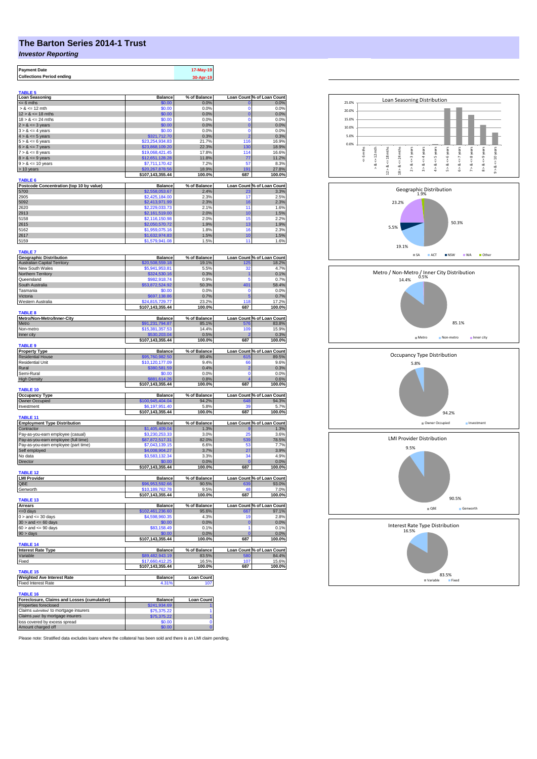# The Barton Series 2014-1 Trust

*Investor Reporting*

| | |
|---|---|
| **Payment Date** | 17-May-19 |
| **Collections Period ending** | 30-Apr-19 |

**TABLE 5**

| Loan Seasoning | Balance | % of Balance | Loan Count | % of Loan Count |
|---|---|---|---|---|
| <= 6 mths | $0.00 | 0.0% | 0 | 0.0% |
| > & <= 12 mth | $0.00 | 0.0% | 0 | 0.0% |
| 12 > & <= 18 mths | $0.00 | 0.0% | 0 | 0.0% |
| 18 > & <= 24 mths | $0.00 | 0.0% | 0 | 0.0% |
| 2 > & <= 3 years | $0.00 | 0.0% | 0 | 0.0% |
| 3 > & <= 4 years | $0.00 | 0.0% | 0 | 0.0% |
| 4 > & <= 5 years | $321,712.70 | 0.3% | 2 | 0.3% |
| 5 > & <= 6 years | $23,254,934.83 | 21.7% | 116 | 16.9% |
| 6 > & <= 7 years | $23,868,109.20 | 22.3% | 130 | 18.9% |
| 7 > & <= 8 years | $19,068,421.45 | 17.8% | 114 | 16.6% |
| 8 > & <= 9 years | $12,651,128.28 | 11.8% | 77 | 11.2% |
| 9 > & <= 10 years | $7,711,170.42 | 7.2% | 57 | 8.3% |
| > 10 years | $20,267,878.56 | 18.9% | 191 | 27.8% |
| | $107,143,355.44 | 100.0% | 687 | 100.0% |

**TABLE 6**

| Postcode Concentration (top 10 by value) | Balance | % of Balance | Loan Count | % of Loan Count |
|---|---|---|---|---|
| 5700 | $2,558,053.67 | 2.4% | 23 | 3.3% |
| 2905 | $2,425,184.00 | 2.3% | 17 | 2.5% |
| 5092 | $2,413,971.99 | 2.3% | 16 | 2.3% |
| 2620 | $2,229,033.73 | 2.1% | 11 | 1.6% |
| 2913 | $2,161,519.00 | 2.0% | 10 | 1.5% |
| 5158 | $2,116,150.98 | 2.0% | 15 | 2.2% |
| 2615 | $2,050,570.72 | 1.9% | 13 | 1.9% |
| 5162 | $1,959,075.16 | 1.8% | 16 | 2.3% |
| 2617 | $1,632,974.83 | 1.5% | 10 | 1.5% |
| 5159 | $1,579,941.08 | 1.5% | 11 | 1.6% |

**TABLE 7**

| Geographic Distribution | Balance | % of Balance | Loan Count | % of Loan Count |
|---|---|---|---|---|
| Australian Capital Territory | $20,508,559.18 | 19.1% | 125 | 18.2% |
| New South Wales | $5,941,953.81 | 5.5% | 32 | 4.7% |
| Northern Territory | $324,530.16 | 0.3% | 1 | 0.1% |
| Queensland | $982,918.74 | 0.9% | 5 | 0.7% |
| South Australia | $53,872,524.92 | 50.3% | 401 | 58.4% |
| Tasmania | $0.00 | 0.0% | 0 | 0.0% |
| Victoria | $697,138.86 | 0.7% | 5 | 0.7% |
| Western Australia | $24,815,729.77 | 23.2% | 118 | 17.2% |
| | $107,143,355.44 | 100.0% | 687 | 100.0% |

**TABLE 8**

| Metro/Non-Metro/Inner-City | Balance | % of Balance | Loan Count | % of Loan Count |
|---|---|---|---|---|
| Metro | $91,231,794.87 | 85.1% | 576 | 83.8% |
| Non-metro | $15,381,357.53 | 14.4% | 109 | 15.9% |
| Inner city | $530,203.04 | 0.5% | 2 | 0.3% |
| | $107,143,355.44 | 100.0% | 687 | 100.0% |

**TABLE 9**

| Property Type | Balance | % of Balance | Loan Count | % of Loan Count |
|---|---|---|---|---|
| Residential House | $95,760,982.50 | 89.4% | 615 | 89.5% |
| Residential Unit | $10,120,177.09 | 9.4% | 66 | 9.6% |
| Rural | $380,581.59 | 0.4% | 2 | 0.3% |
| Semi-Rural | $0.00 | 0.0% | 0 | 0.0% |
| High Density | $881,614.26 | 0.8% | 4 | 0.6% |
| | $107,143,355.44 | 100.0% | 687 | 100.0% |

**TABLE 10**

| Occupancy Type | Balance | % of Balance | Loan Count | % of Loan Count |
|---|---|---|---|---|
| Owner Occupied | $100,945,404.04 | 94.2% | 648 | 94.3% |
| Investment | $6,197,951.40 | 5.8% | 39 | 5.7% |
| | $107,143,355.44 | 100.0% | 687 | 100.0% |

**TABLE 11**

| Employment Type Distribution | Balance | % of Balance | Loan Count | % of Loan Count |
|---|---|---|---|---|
| Contractor | $1,405,409.04 | 1.3% | 9 | 1.3% |
| Pay-as-you-earn employee (casual) | $3,230,253.33 | 3.0% | 25 | 3.6% |
| Pay-as-you-earn employee (full time) | $87,872,517.31 | 82.0% | 539 | 78.5% |
| Pay-as-you-earn employee (part time) | $7,043,139.15 | 6.6% | 53 | 7.7% |
| Self employed | $4,008,904.27 | 3.7% | 27 | 3.9% |
| No data | $3,583,132.34 | 3.3% | 34 | 4.9% |
| Director | $0.00 | 0.0% | 0 | 0.0% |
| | $107,143,355.44 | 100.0% | 687 | 100.0% |

**TABLE 12**

| LMI Provider | Balance | % of Balance | Loan Count | % of Loan Count |
|---|---|---|---|---|
| QBE | $96,953,592.66 | 90.5% | 639 | 93.0% |
| Genworth | $10,189,762.78 | 9.5% | 48 | 7.0% |
| | $107,143,355.44 | 100.0% | 687 | 100.0% |

**TABLE 13**

| Arrears | Balance | % of Balance | Loan Count | % of Loan Count |
|---|---|---|---|---|
| <=0 days | $102,461,236.60 | 95.6% | 667 | 97.1% |
| 0 > and <= 30 days | $4,598,960.35 | 4.3% | 19 | 2.8% |
| 30 > and <= 60 days | $0.00 | 0.0% | 0 | 0.0% |
| 60 > and <= 90 days | $83,158.49 | 0.1% | 1 | 0.1% |
| 90 > days | $0.00 | 0.0% | 0 | 0.0% |
| | $107,143,355.44 | 100.0% | 687 | 100.0% |

**TABLE 14**

| Interest Rate Type | Balance | % of Balance | Loan Count | % of Loan Count |
|---|---|---|---|---|
| Variable | $89,482,943.19 | 83.5% | 580 | 84.4% |
| Fixed | $17,660,412.25 | 16.5% | 107 | 15.6% |
| | $107,143,355.44 | 100.0% | 687 | 100.0% |

**TABLE 15**

| Weighted Ave Interest Rate | Balance | Loan Count |
|---|---|---|
| Fixed Interest Rate | 4.31% | 107 |

**TABLE 16**

| Foreclosure, Claims and Losses (cumulative) | Balance | Loan Count |
|---|---|---|
| Properties foreclosed | $241,934.69 | 1 |
| Claims *submitted* to mortgage insurers | $75,375.22 | 1 |
| Claims *paid* by mortgage insurers | $75,375.22 | 1 |
| loss covered by excess spread | $0.00 | 0 |
| Amount charged off | $0.00 | 0 |

Please note: Stratified data excludes loans where the collateral has been sold and there is an LMI claim pending.

Loan Seasoning Distribution
25.0%
20.0%
15.0%
10.0%
5.0%
0.0%
<= 6 mths
> & <= 12 mth
12 > & <= 18 mths
18 > & <= 24 mths
2 > & <= 3 years
3 > & <= 4 years
4 > & <= 5 years
5 > & <= 6 years
6 > & <= 7 years
7 > & <= 8 years
8 > & <= 9 years
9 > & <= 10 years

Geographic Distribution
1.9%
23.2%
5.5%
19.1%
50.3%
SA ACT NSW WA Other

Metro / Non-Metro / Inner City Distribution
0.5%
14.4%
85.1%
Metro Non-metro Inner city

Occupancy Type Distribution
5.8%
94.2%
Owner Occupied Investment

LMI Provider Distribution
9.5%
90.5%
QBE Genworth

Interest Rate Type Distribution
16.5%
83.5%
Variable Fixed